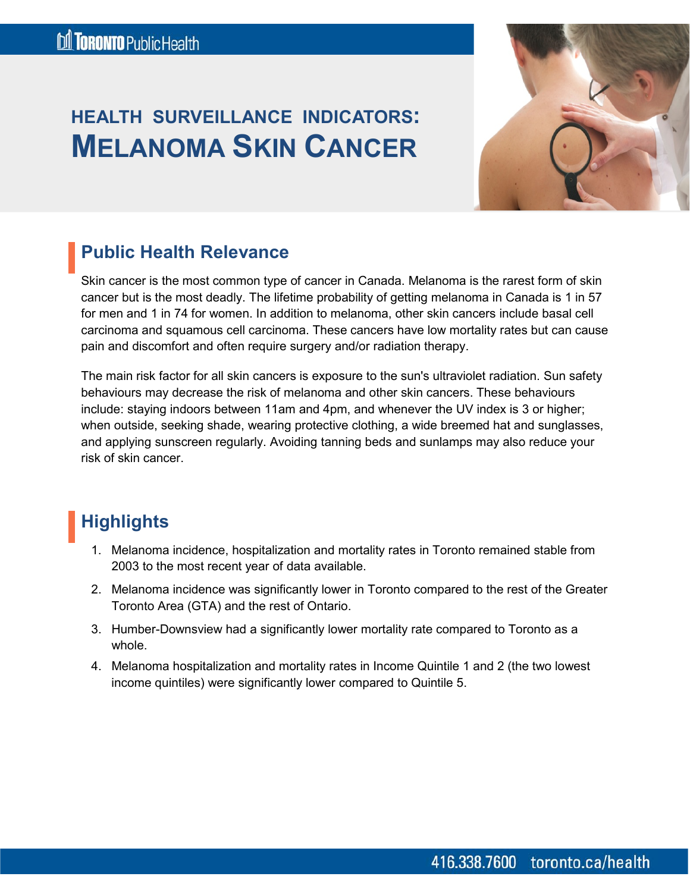Toronto Public Health

# HEALTH SURVEILLANCE INDICATORS: MELANOMA SKIN CANCER

## Public Health Relevance

Skin cancer is the most common type of cancer in Canada. Melanoma is the rarest form of skin cancer but is the most deadly. The lifetime probability of getting melanoma in Canada is 1 in 57 for men and 1 in 74 for women. In addition to melanoma, other skin cancers include basal cell carcinoma and squamous cell carcinoma. These cancers have low mortality rates but can cause pain and discomfort and often require surgery and/or radiation therapy.

The main risk factor for all skin cancers is exposure to the sun's ultraviolet radiation. Sun safety behaviours may decrease the risk of melanoma and other skin cancers. These behaviours include: staying indoors between 11am and 4pm, and whenever the UV index is 3 or higher; when outside, seeking shade, wearing protective clothing, a wide breemed hat and sunglasses, and applying sunscreen regularly. Avoiding tanning beds and sunlamps may also reduce your risk of skin cancer.

## Highlights

1. Melanoma incidence, hospitalization and mortality rates in Toronto remained stable from 2003 to the most recent year of data available.
2. Melanoma incidence was significantly lower in Toronto compared to the rest of the Greater Toronto Area (GTA) and the rest of Ontario.
3. Humber-Downsview had a significantly lower mortality rate compared to Toronto as a whole.
4. Melanoma hospitalization and mortality rates in Income Quintile 1 and 2 (the two lowest income quintiles) were significantly lower compared to Quintile 5.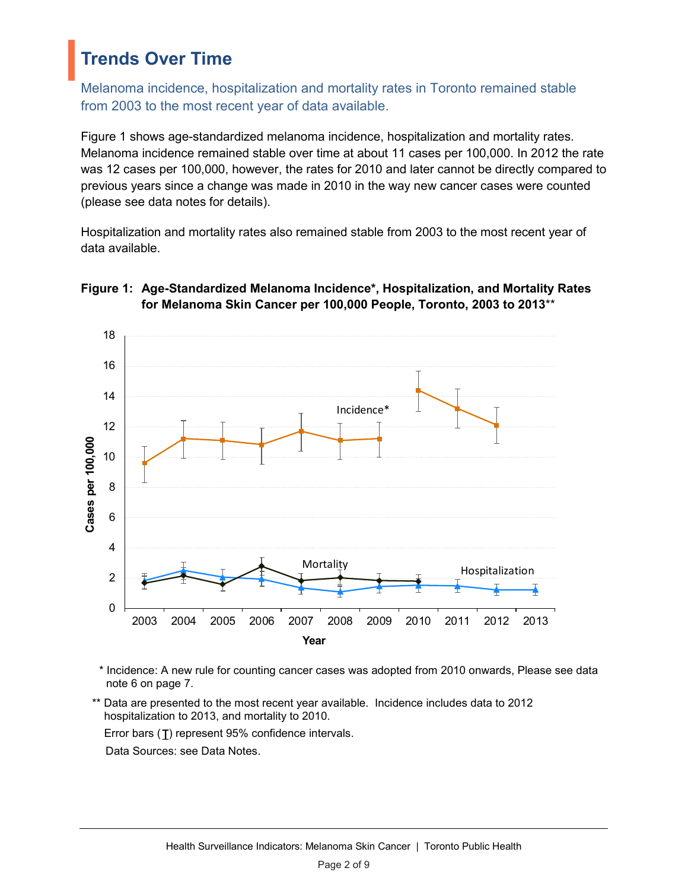# Trends Over Time

Melanoma incidence, hospitalization and mortality rates in Toronto remained stable from 2003 to the most recent year of data available.

Figure 1 shows age-standardized melanoma incidence, hospitalization and mortality rates. Melanoma incidence remained stable over time at about 11 cases per 100,000. In 2012 the rate was 12 cases per 100,000, however, the rates for 2010 and later cannot be directly compared to previous years since a change was made in 2010 in the way new cancer cases were counted (please see data notes for details).

Hospitalization and mortality rates also remained stable from 2003 to the most recent year of data available.

**Figure 1: Age-Standardized Melanoma Incidence*, Hospitalization, and Mortality Rates for Melanoma Skin Cancer per 100,000 People, Toronto, 2003 to 2013****

\* Incidence: A new rule for counting cancer cases was adopted from 2010 onwards, Please see data note 6 on page 7.

** Data are presented to the most recent year available. Incidence includes data to 2012 hospitalization to 2013, and mortality to 2010.

Error bars (Ṯ) represent 95% confidence intervals.

Data Sources: see Data Notes.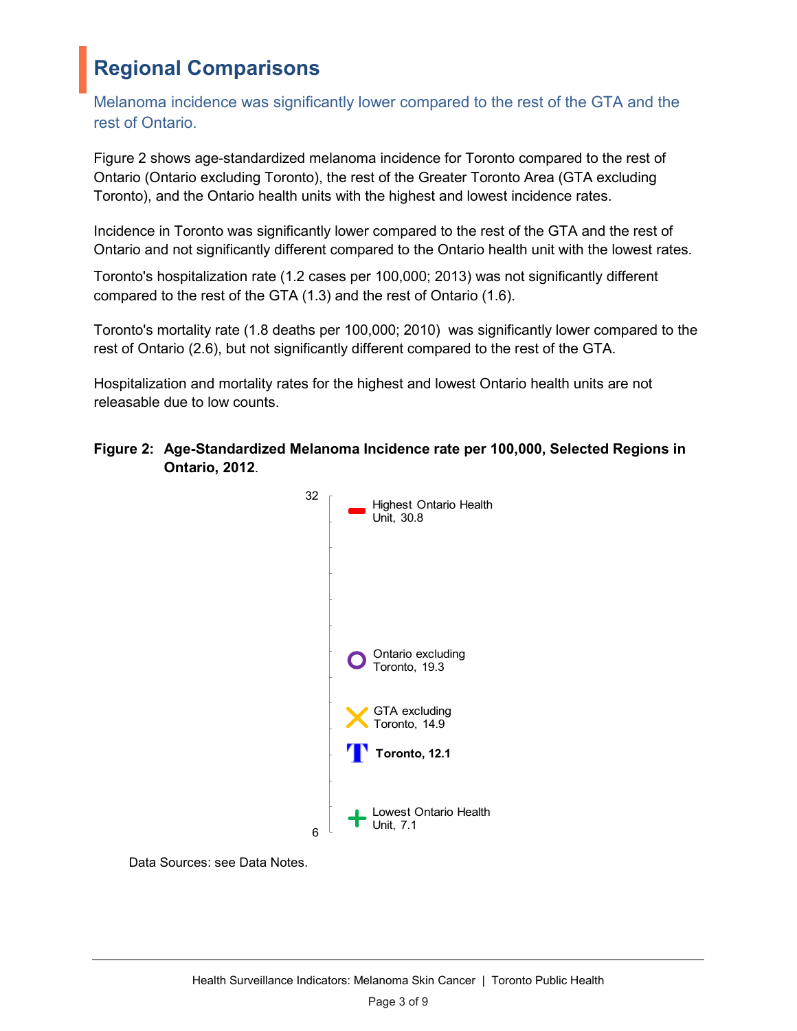# Regional Comparisons

Melanoma incidence was significantly lower compared to the rest of the GTA and the rest of Ontario.

Figure 2 shows age-standardized melanoma incidence for Toronto compared to the rest of Ontario (Ontario excluding Toronto), the rest of the Greater Toronto Area (GTA excluding Toronto), and the Ontario health units with the highest and lowest incidence rates.

Incidence in Toronto was significantly lower compared to the rest of the GTA and the rest of Ontario and not significantly different compared to the Ontario health unit with the lowest rates.

Toronto's hospitalization rate (1.2 cases per 100,000; 2013) was not significantly different compared to the rest of the GTA (1.3) and the rest of Ontario (1.6).

Toronto's mortality rate (1.8 deaths per 100,000; 2010) was significantly lower compared to the rest of Ontario (2.6), but not significantly different compared to the rest of the GTA.

Hospitalization and mortality rates for the highest and lowest Ontario health units are not releasable due to low counts.

**Figure 2: Age-Standardized Melanoma Incidence rate per 100,000, Selected Regions in Ontario, 2012**.

32

Highest Ontario Health Unit, 30.8

Ontario excluding Toronto, 19.3

GTA excluding Toronto, 14.9

**Toronto, 12.1**

Lowest Ontario Health Unit, 7.1

6

Data Sources: see Data Notes.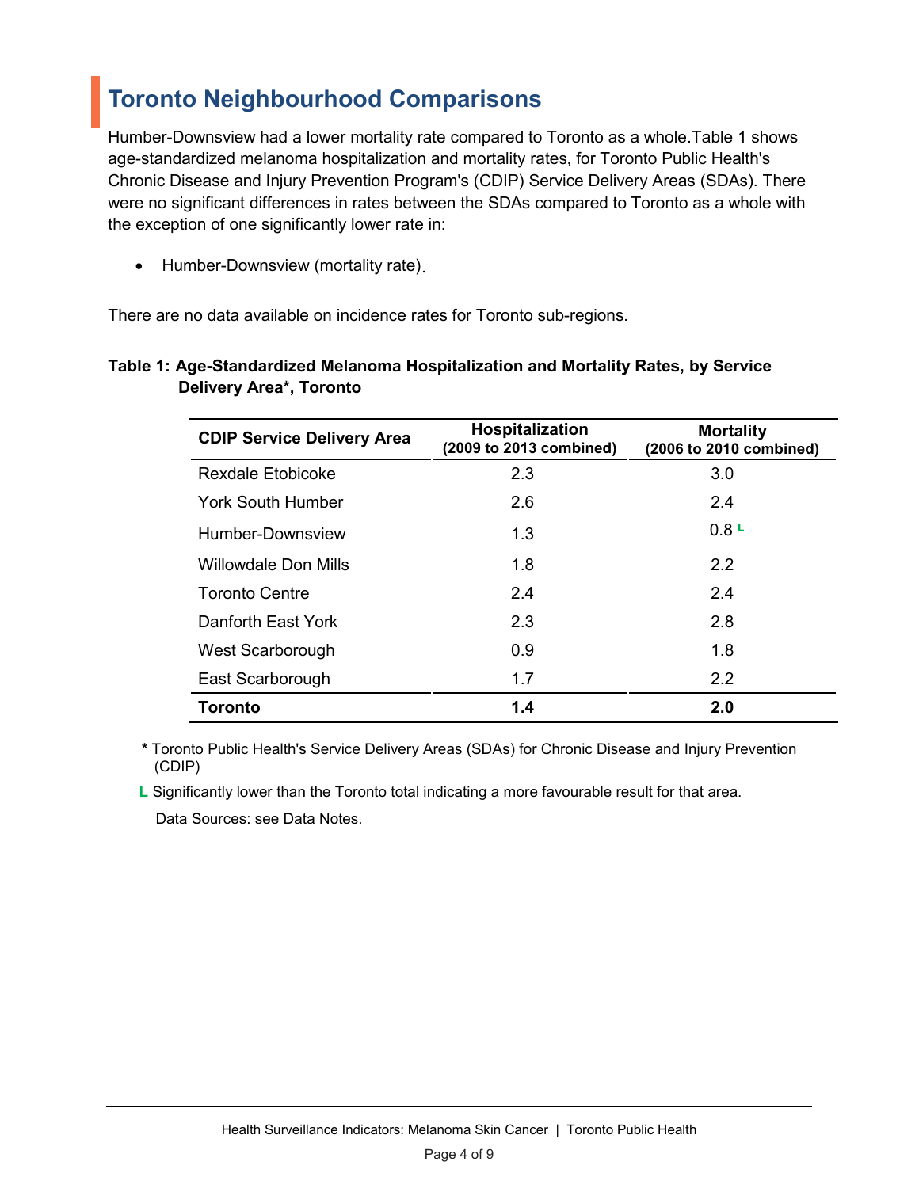## Toronto Neighbourhood Comparisons

Humber-Downsview had a lower mortality rate compared to Toronto as a whole.Table 1 shows age-standardized melanoma hospitalization and mortality rates, for Toronto Public Health's Chronic Disease and Injury Prevention Program's (CDIP) Service Delivery Areas (SDAs). There were no significant differences in rates between the SDAs compared to Toronto as a whole with the exception of one significantly lower rate in:

- Humber-Downsview (mortality rate).

There are no data available on incidence rates for Toronto sub-regions.

**Table 1: Age-Standardized Melanoma Hospitalization and Mortality Rates, by Service Delivery Area*, Toronto**

| CDIP Service Delivery Area | Hospitalization (2009 to 2013 combined) | Mortality (2006 to 2010 combined) |
|---|---|---|
| Rexdale Etobicoke | 2.3 | 3.0 |
| York South Humber | 2.6 | 2.4 |
| Humber-Downsview | 1.3 | 0.8 L |
| Willowdale Don Mills | 1.8 | 2.2 |
| Toronto Centre | 2.4 | 2.4 |
| Danforth East York | 2.3 | 2.8 |
| West Scarborough | 0.9 | 1.8 |
| East Scarborough | 1.7 | 2.2 |
| **Toronto** | **1.4** | **2.0** |

* Toronto Public Health's Service Delivery Areas (SDAs) for Chronic Disease and Injury Prevention (CDIP)

L Significantly lower than the Toronto total indicating a more favourable result for that area.

Data Sources: see Data Notes.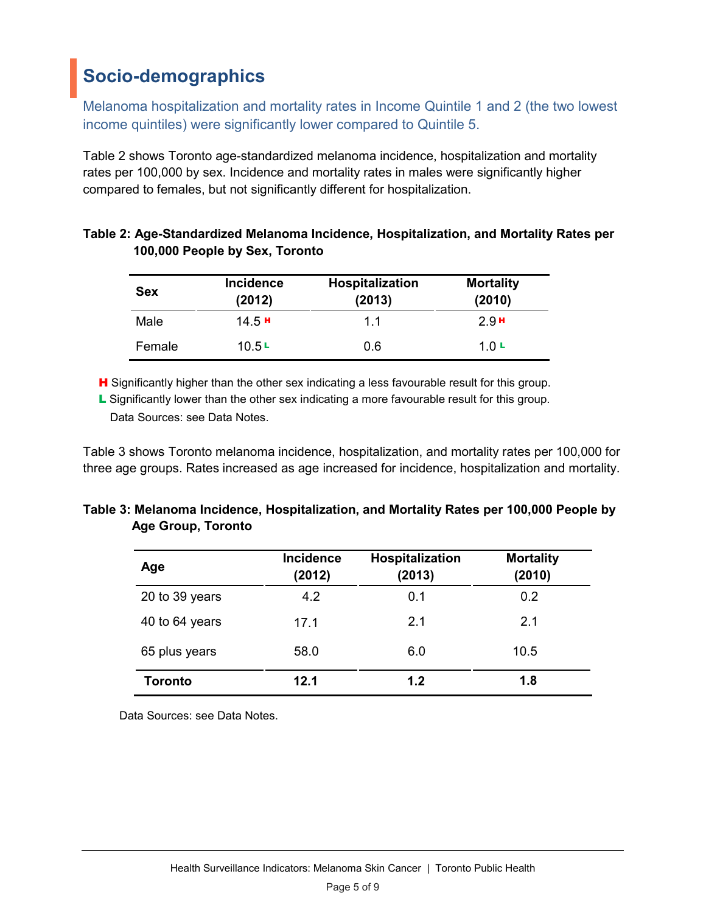## Socio-demographics

Melanoma hospitalization and mortality rates in Income Quintile 1 and 2 (the two lowest income quintiles) were significantly lower compared to Quintile 5.

Table 2 shows Toronto age-standardized melanoma incidence, hospitalization and mortality rates per 100,000 by sex. Incidence and mortality rates in males were significantly higher compared to females, but not significantly different for hospitalization.

**Table 2: Age-Standardized Melanoma Incidence, Hospitalization, and Mortality Rates per 100,000 People by Sex, Toronto**

| Sex | Incidence (2012) | Hospitalization (2013) | Mortality (2010) |
|---|---|---|---|
| Male | 14.5 H | 1.1 | 2.9 H |
| Female | 10.5 L | 0.6 | 1.0 L |

**H** Significantly higher than the other sex indicating a less favourable result for this group.
**L** Significantly lower than the other sex indicating a more favourable result for this group.
Data Sources: see Data Notes.

Table 3 shows Toronto melanoma incidence, hospitalization, and mortality rates per 100,000 for three age groups. Rates increased as age increased for incidence, hospitalization and mortality.

**Table 3: Melanoma Incidence, Hospitalization, and Mortality Rates per 100,000 People by Age Group, Toronto**

| Age | Incidence (2012) | Hospitalization (2013) | Mortality (2010) |
|---|---|---|---|
| 20 to 39 years | 4.2 | 0.1 | 0.2 |
| 40 to 64 years | 17.1 | 2.1 | 2.1 |
| 65 plus years | 58.0 | 6.0 | 10.5 |
| **Toronto** | **12.1** | **1.2** | **1.8** |

Data Sources: see Data Notes.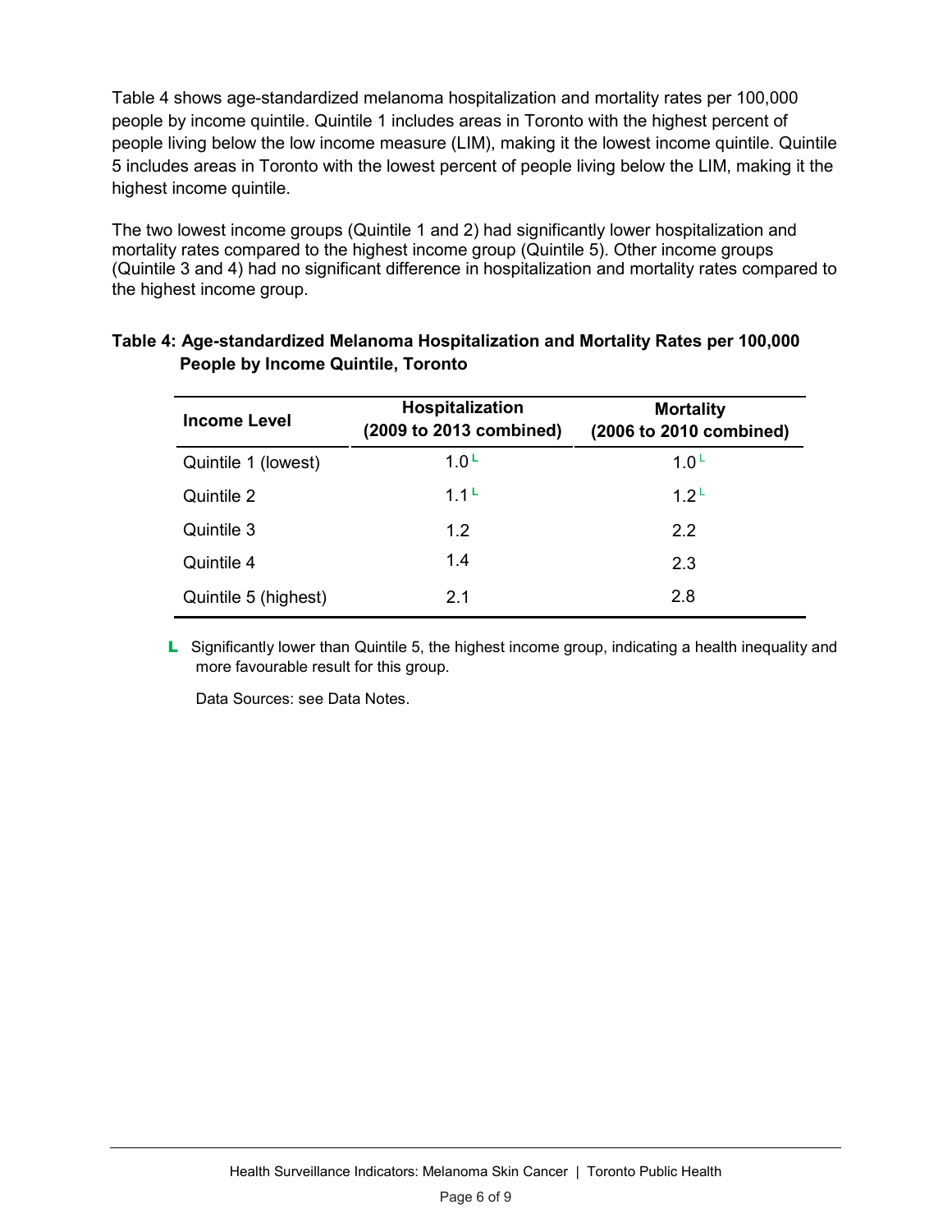Table 4 shows age-standardized melanoma hospitalization and mortality rates per 100,000 people by income quintile. Quintile 1 includes areas in Toronto with the highest percent of people living below the low income measure (LIM), making it the lowest income quintile. Quintile 5 includes areas in Toronto with the lowest percent of people living below the LIM, making it the highest income quintile.

The two lowest income groups (Quintile 1 and 2) had significantly lower hospitalization and mortality rates compared to the highest income group (Quintile 5). Other income groups (Quintile 3 and 4) had no significant difference in hospitalization and mortality rates compared to the highest income group.

**Table 4: Age-standardized Melanoma Hospitalization and Mortality Rates per 100,000 People by Income Quintile, Toronto**

| Income Level | Hospitalization (2009 to 2013 combined) | Mortality (2006 to 2010 combined) |
|---|---|---|
| Quintile 1 (lowest) | 1.0 L | 1.0 L |
| Quintile 2 | 1.1 L | 1.2 L |
| Quintile 3 | 1.2 | 2.2 |
| Quintile 4 | 1.4 | 2.3 |
| Quintile 5 (highest) | 2.1 | 2.8 |

L Significantly lower than Quintile 5, the highest income group, indicating a health inequality and more favourable result for this group.

Data Sources: see Data Notes.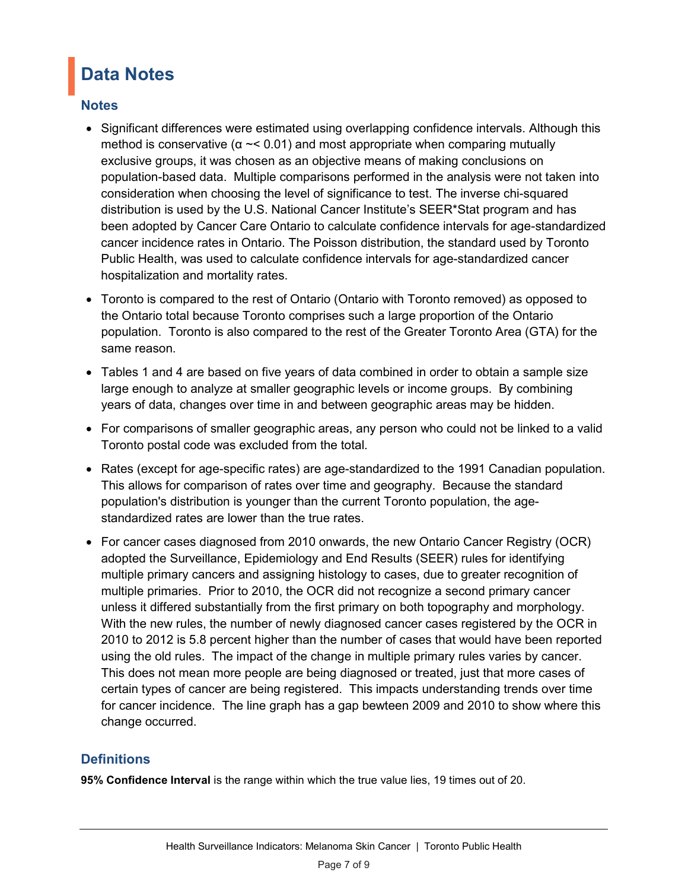# Data Notes

## Notes

- Significant differences were estimated using overlapping confidence intervals. Although this method is conservative (α ~< 0.01) and most appropriate when comparing mutually exclusive groups, it was chosen as an objective means of making conclusions on population-based data. Multiple comparisons performed in the analysis were not taken into consideration when choosing the level of significance to test. The inverse chi-squared distribution is used by the U.S. National Cancer Institute's SEER*Stat program and has been adopted by Cancer Care Ontario to calculate confidence intervals for age-standardized cancer incidence rates in Ontario. The Poisson distribution, the standard used by Toronto Public Health, was used to calculate confidence intervals for age-standardized cancer hospitalization and mortality rates.
- Toronto is compared to the rest of Ontario (Ontario with Toronto removed) as opposed to the Ontario total because Toronto comprises such a large proportion of the Ontario population. Toronto is also compared to the rest of the Greater Toronto Area (GTA) for the same reason.
- Tables 1 and 4 are based on five years of data combined in order to obtain a sample size large enough to analyze at smaller geographic levels or income groups. By combining years of data, changes over time in and between geographic areas may be hidden.
- For comparisons of smaller geographic areas, any person who could not be linked to a valid Toronto postal code was excluded from the total.
- Rates (except for age-specific rates) are age-standardized to the 1991 Canadian population. This allows for comparison of rates over time and geography. Because the standard population's distribution is younger than the current Toronto population, the age-standardized rates are lower than the true rates.
- For cancer cases diagnosed from 2010 onwards, the new Ontario Cancer Registry (OCR) adopted the Surveillance, Epidemiology and End Results (SEER) rules for identifying multiple primary cancers and assigning histology to cases, due to greater recognition of multiple primaries. Prior to 2010, the OCR did not recognize a second primary cancer unless it differed substantially from the first primary on both topography and morphology. With the new rules, the number of newly diagnosed cancer cases registered by the OCR in 2010 to 2012 is 5.8 percent higher than the number of cases that would have been reported using the old rules. The impact of the change in multiple primary rules varies by cancer. This does not mean more people are being diagnosed or treated, just that more cases of certain types of cancer are being registered. This impacts understanding trends over time for cancer incidence. The line graph has a gap bewteen 2009 and 2010 to show where this change occurred.

## Definitions

**95% Confidence Interval** is the range within which the true value lies, 19 times out of 20.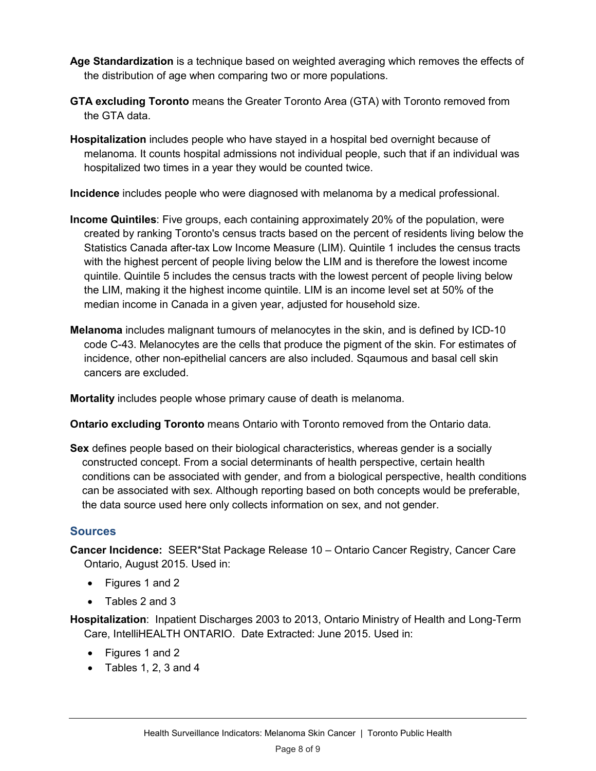**Age Standardization** is a technique based on weighted averaging which removes the effects of the distribution of age when comparing two or more populations.

**GTA excluding Toronto** means the Greater Toronto Area (GTA) with Toronto removed from the GTA data.

**Hospitalization** includes people who have stayed in a hospital bed overnight because of melanoma. It counts hospital admissions not individual people, such that if an individual was hospitalized two times in a year they would be counted twice.

**Incidence** includes people who were diagnosed with melanoma by a medical professional.

**Income Quintiles**: Five groups, each containing approximately 20% of the population, were created by ranking Toronto's census tracts based on the percent of residents living below the Statistics Canada after-tax Low Income Measure (LIM). Quintile 1 includes the census tracts with the highest percent of people living below the LIM and is therefore the lowest income quintile. Quintile 5 includes the census tracts with the lowest percent of people living below the LIM, making it the highest income quintile. LIM is an income level set at 50% of the median income in Canada in a given year, adjusted for household size.

**Melanoma** includes malignant tumours of melanocytes in the skin, and is defined by ICD-10 code C-43. Melanocytes are the cells that produce the pigment of the skin. For estimates of incidence, other non-epithelial cancers are also included. Sqaumous and basal cell skin cancers are excluded.

**Mortality** includes people whose primary cause of death is melanoma.

**Ontario excluding Toronto** means Ontario with Toronto removed from the Ontario data.

**Sex** defines people based on their biological characteristics, whereas gender is a socially constructed concept. From a social determinants of health perspective, certain health conditions can be associated with gender, and from a biological perspective, health conditions can be associated with sex. Although reporting based on both concepts would be preferable, the data source used here only collects information on sex, and not gender.

## Sources

**Cancer Incidence:** SEER*Stat Package Release 10 – Ontario Cancer Registry, Cancer Care Ontario, August 2015. Used in:

- Figures 1 and 2
- Tables 2 and 3

**Hospitalization**: Inpatient Discharges 2003 to 2013, Ontario Ministry of Health and Long-Term Care, IntelliHEALTH ONTARIO. Date Extracted: June 2015. Used in:

- Figures 1 and 2
- Tables 1, 2, 3 and 4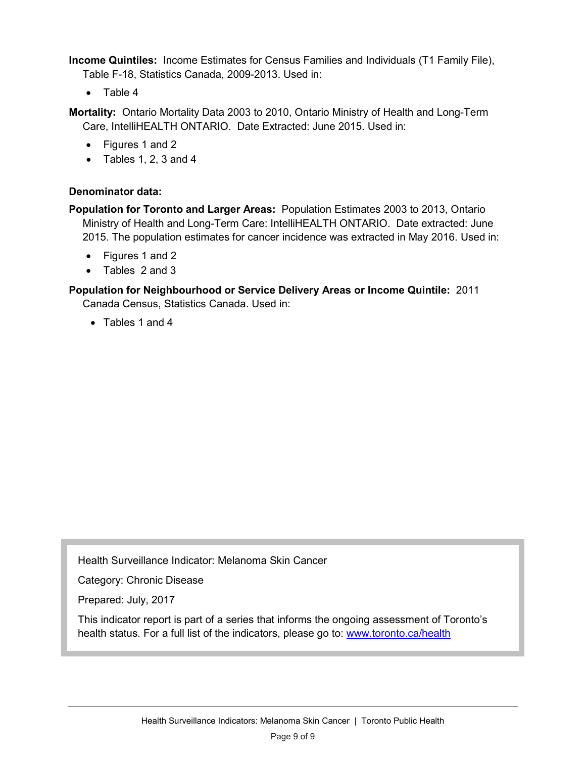**Income Quintiles:** Income Estimates for Census Families and Individuals (T1 Family File), Table F-18, Statistics Canada, 2009-2013. Used in:

- Table 4

**Mortality:** Ontario Mortality Data 2003 to 2010, Ontario Ministry of Health and Long-Term Care, IntelliHEALTH ONTARIO. Date Extracted: June 2015. Used in:

- Figures 1 and 2
- Tables 1, 2, 3 and 4

**Denominator data:**

**Population for Toronto and Larger Areas:** Population Estimates 2003 to 2013, Ontario Ministry of Health and Long-Term Care: IntelliHEALTH ONTARIO. Date extracted: June 2015. The population estimates for cancer incidence was extracted in May 2016. Used in:

- Figures 1 and 2
- Tables 2 and 3

**Population for Neighbourhood or Service Delivery Areas or Income Quintile:** 2011 Canada Census, Statistics Canada. Used in:

- Tables 1 and 4

Health Surveillance Indicator: Melanoma Skin Cancer

Category: Chronic Disease

Prepared: July, 2017

This indicator report is part of a series that informs the ongoing assessment of Toronto's health status. For a full list of the indicators, please go to: [www.toronto.ca/health](www.toronto.ca/health)